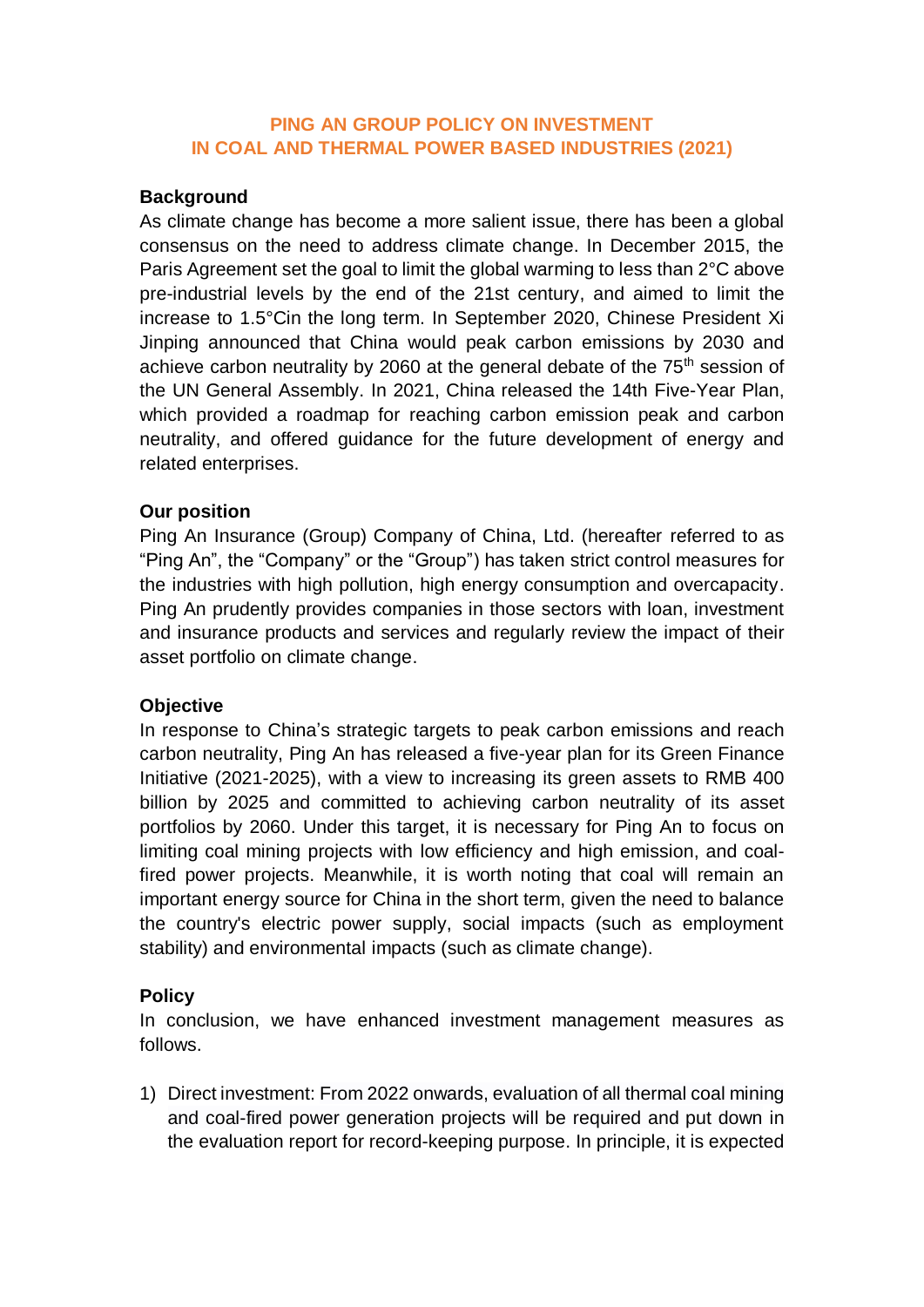# PING AN GROUP POLICY ON INVESTMENT IN COAL AND THERMAL POWER BASED INDUSTRIES (2021)

## Background

As climate change has become a more salient issue, there has been a global consensus on the need to address climate change. In December 2015, the Paris Agreement set the goal to limit the global warming to less than 2°C above pre-industrial levels by the end of the 21st century, and aimed to limit the increase to 1.5°Cin the long term. In September 2020, Chinese President Xi Jinping announced that China would peak carbon emissions by 2030 and achieve carbon neutrality by 2060 at the general debate of the 75th session of the UN General Assembly. In 2021, China released the 14th Five-Year Plan, which provided a roadmap for reaching carbon emission peak and carbon neutrality, and offered guidance for the future development of energy and related enterprises.

## Our position

Ping An Insurance (Group) Company of China, Ltd. (hereafter referred to as "Ping An", the "Company" or the "Group") has taken strict control measures for the industries with high pollution, high energy consumption and overcapacity. Ping An prudently provides companies in those sectors with loan, investment and insurance products and services and regularly review the impact of their asset portfolio on climate change.

## Objective

In response to China's strategic targets to peak carbon emissions and reach carbon neutrality, Ping An has released a five-year plan for its Green Finance Initiative (2021-2025), with a view to increasing its green assets to RMB 400 billion by 2025 and committed to achieving carbon neutrality of its asset portfolios by 2060. Under this target, it is necessary for Ping An to focus on limiting coal mining projects with low efficiency and high emission, and coal-fired power projects. Meanwhile, it is worth noting that coal will remain an important energy source for China in the short term, given the need to balance the country's electric power supply, social impacts (such as employment stability) and environmental impacts (such as climate change).

## Policy

In conclusion, we have enhanced investment management measures as follows.

1) Direct investment: From 2022 onwards, evaluation of all thermal coal mining and coal-fired power generation projects will be required and put down in the evaluation report for record-keeping purpose. In principle, it is expected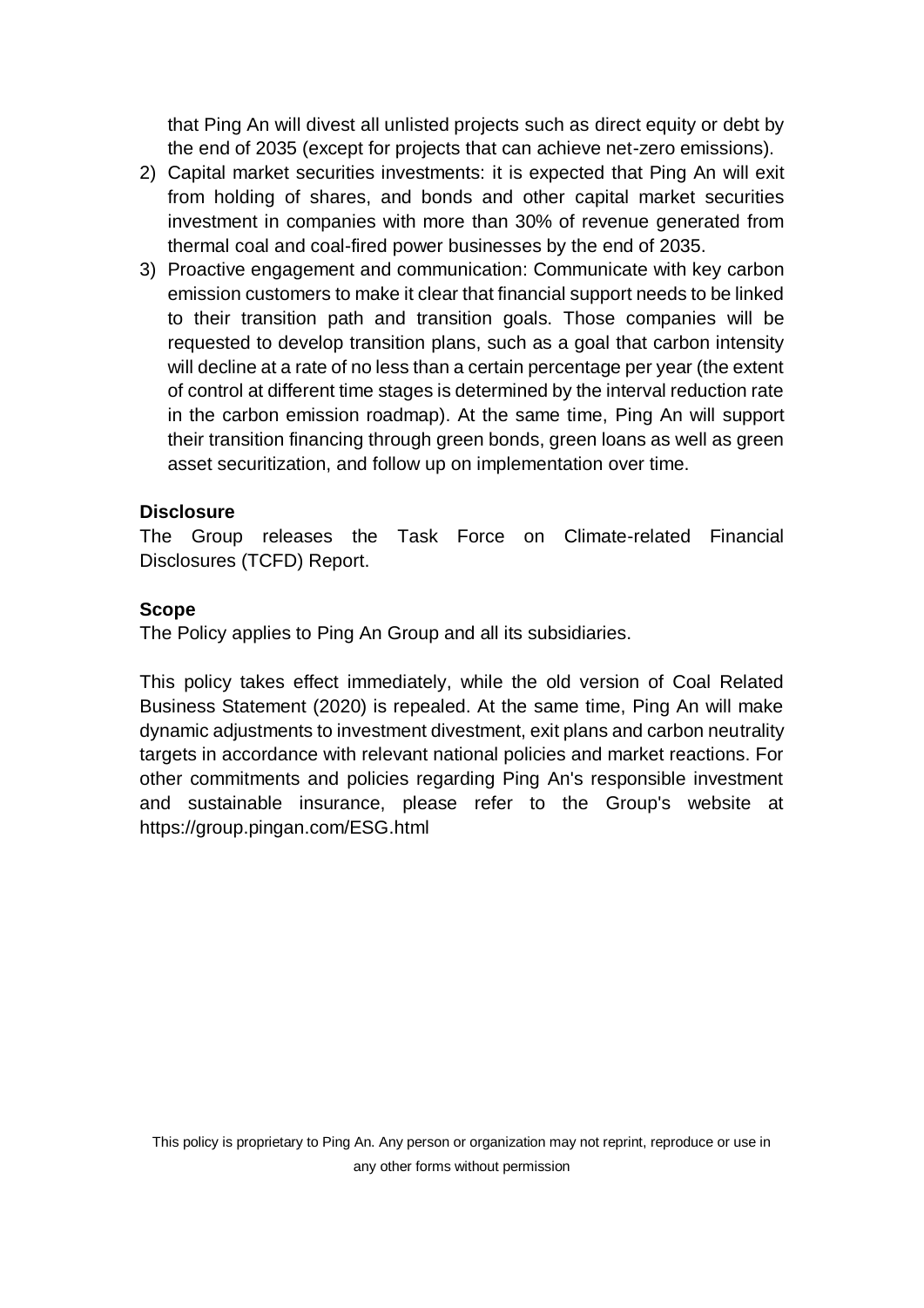that Ping An will divest all unlisted projects such as direct equity or debt by the end of 2035 (except for projects that can achieve net-zero emissions).

2) Capital market securities investments: it is expected that Ping An will exit from holding of shares, and bonds and other capital market securities investment in companies with more than 30% of revenue generated from thermal coal and coal-fired power businesses by the end of 2035.
3) Proactive engagement and communication: Communicate with key carbon emission customers to make it clear that financial support needs to be linked to their transition path and transition goals. Those companies will be requested to develop transition plans, such as a goal that carbon intensity will decline at a rate of no less than a certain percentage per year (the extent of control at different time stages is determined by the interval reduction rate in the carbon emission roadmap). At the same time, Ping An will support their transition financing through green bonds, green loans as well as green asset securitization, and follow up on implementation over time.

**Disclosure**

The Group releases the Task Force on Climate-related Financial Disclosures (TCFD) Report.

**Scope**

The Policy applies to Ping An Group and all its subsidiaries.

This policy takes effect immediately, while the old version of Coal Related Business Statement (2020) is repealed. At the same time, Ping An will make dynamic adjustments to investment divestment, exit plans and carbon neutrality targets in accordance with relevant national policies and market reactions. For other commitments and policies regarding Ping An's responsible investment and sustainable insurance, please refer to the Group's website at https://group.pingan.com/ESG.html

This policy is proprietary to Ping An. Any person or organization may not reprint, reproduce or use in any other forms without permission